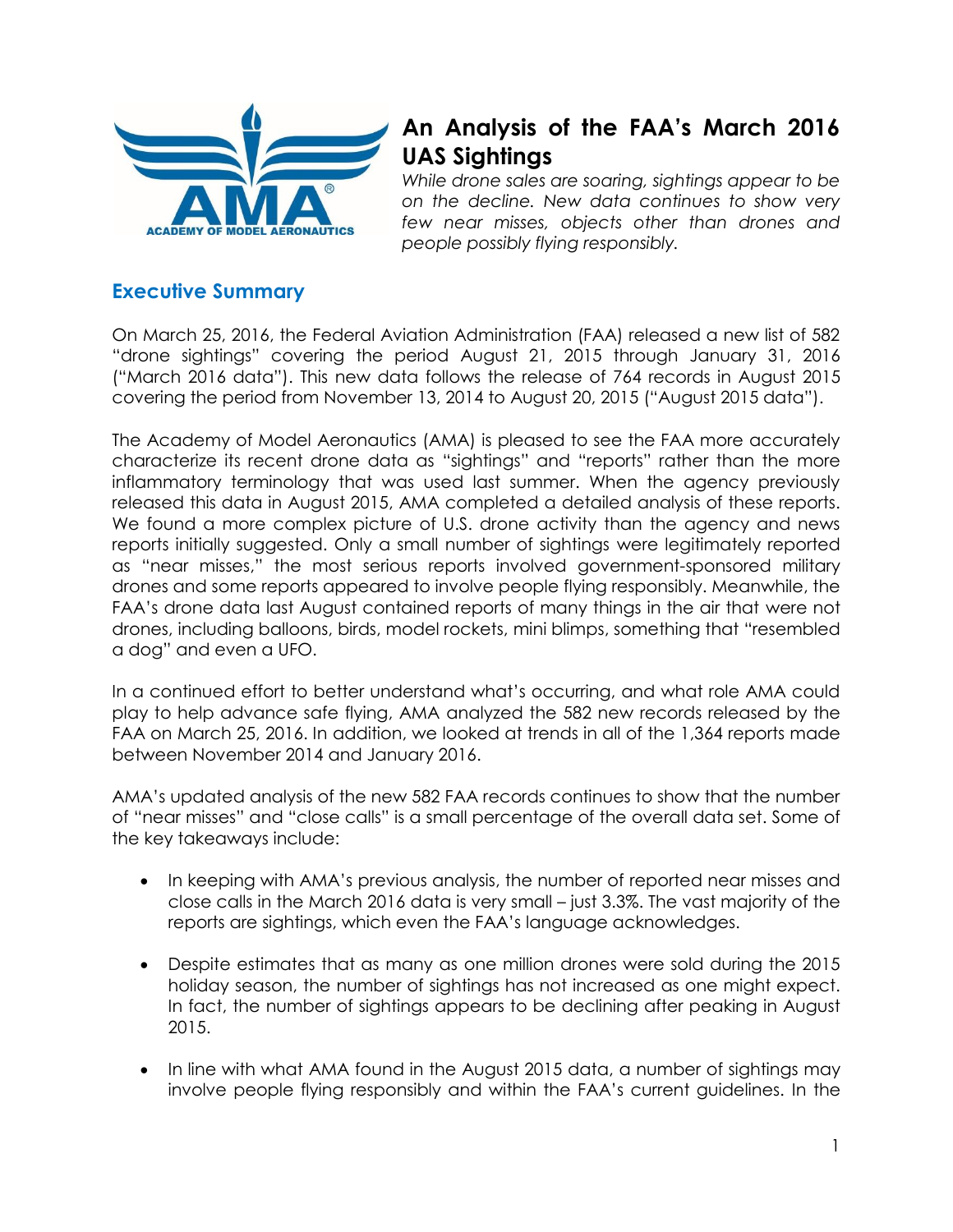# An Analysis of the FAA's March 2016 UAS Sightings

*While drone sales are soaring, sightings appear to be on the decline. New data continues to show very few near misses, objects other than drones and people possibly flying responsibly.*

## Executive Summary

On March 25, 2016, the Federal Aviation Administration (FAA) released a new list of 582 "drone sightings" covering the period August 21, 2015 through January 31, 2016 ("March 2016 data"). This new data follows the release of 764 records in August 2015 covering the period from November 13, 2014 to August 20, 2015 ("August 2015 data").

The Academy of Model Aeronautics (AMA) is pleased to see the FAA more accurately characterize its recent drone data as "sightings" and "reports" rather than the more inflammatory terminology that was used last summer. When the agency previously released this data in August 2015, AMA completed a detailed analysis of these reports. We found a more complex picture of U.S. drone activity than the agency and news reports initially suggested. Only a small number of sightings were legitimately reported as "near misses," the most serious reports involved government-sponsored military drones and some reports appeared to involve people flying responsibly. Meanwhile, the FAA's drone data last August contained reports of many things in the air that were not drones, including balloons, birds, model rockets, mini blimps, something that "resembled a dog" and even a UFO.

In a continued effort to better understand what's occurring, and what role AMA could play to help advance safe flying, AMA analyzed the 582 new records released by the FAA on March 25, 2016. In addition, we looked at trends in all of the 1,364 reports made between November 2014 and January 2016.

AMA's updated analysis of the new 582 FAA records continues to show that the number of "near misses" and "close calls" is a small percentage of the overall data set. Some of the key takeaways include:

- In keeping with AMA's previous analysis, the number of reported near misses and close calls in the March 2016 data is very small – just 3.3%. The vast majority of the reports are sightings, which even the FAA's language acknowledges.

- Despite estimates that as many as one million drones were sold during the 2015 holiday season, the number of sightings has not increased as one might expect. In fact, the number of sightings appears to be declining after peaking in August 2015.

- In line with what AMA found in the August 2015 data, a number of sightings may involve people flying responsibly and within the FAA's current guidelines. In the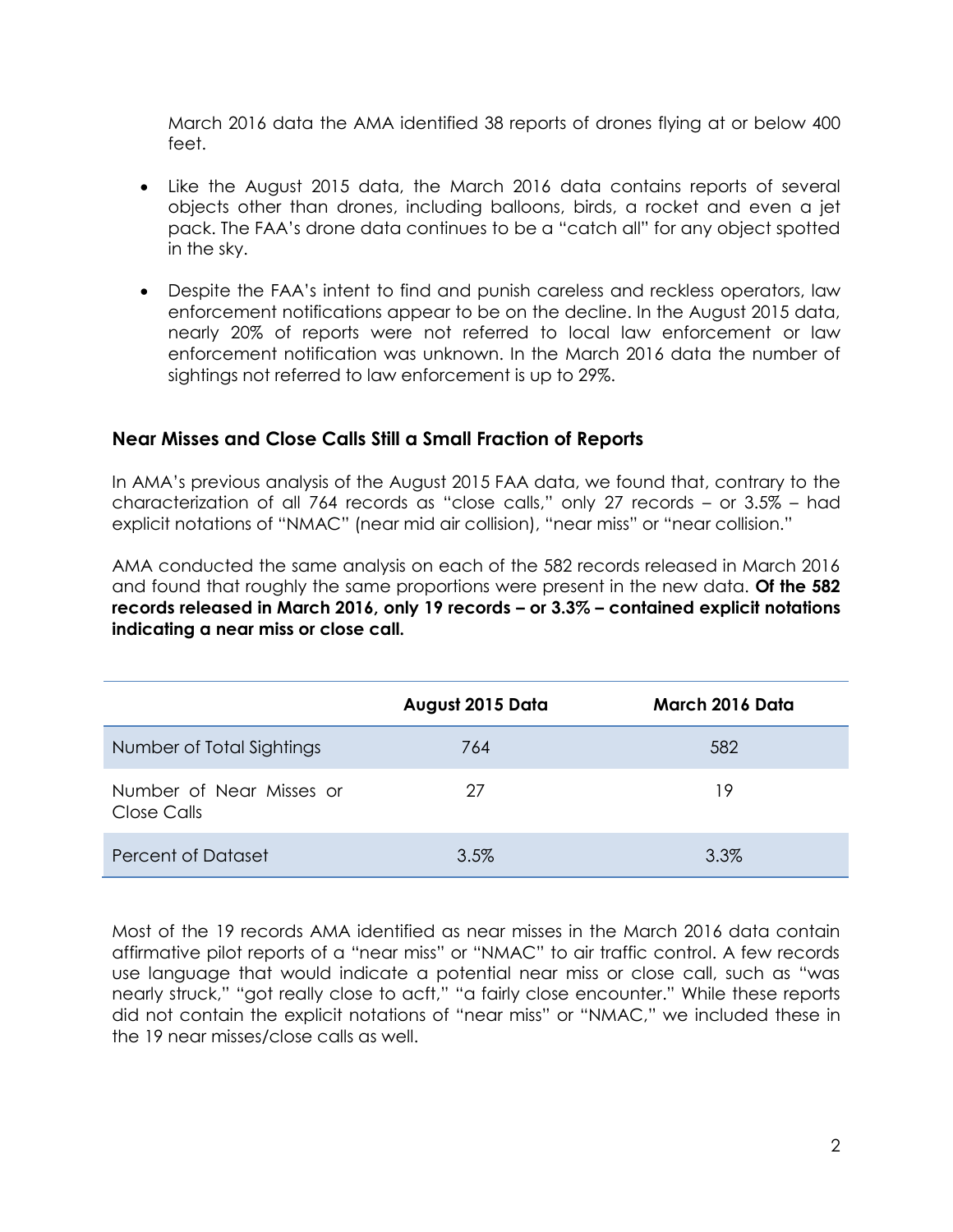March 2016 data the AMA identified 38 reports of drones flying at or below 400 feet.

- Like the August 2015 data, the March 2016 data contains reports of several objects other than drones, including balloons, birds, a rocket and even a jet pack. The FAA's drone data continues to be a "catch all" for any object spotted in the sky.

- Despite the FAA's intent to find and punish careless and reckless operators, law enforcement notifications appear to be on the decline. In the August 2015 data, nearly 20% of reports were not referred to local law enforcement or law enforcement notification was unknown. In the March 2016 data the number of sightings not referred to law enforcement is up to 29%.

### Near Misses and Close Calls Still a Small Fraction of Reports

In AMA's previous analysis of the August 2015 FAA data, we found that, contrary to the characterization of all 764 records as "close calls," only 27 records – or 3.5% – had explicit notations of "NMAC" (near mid air collision), "near miss" or "near collision."

AMA conducted the same analysis on each of the 582 records released in March 2016 and found that roughly the same proportions were present in the new data. **Of the 582 records released in March 2016, only 19 records – or 3.3% – contained explicit notations indicating a near miss or close call.**

| | August 2015 Data | March 2016 Data |
|---|---|---|
| Number of Total Sightings | 764 | 582 |
| Number of Near Misses or Close Calls | 27 | 19 |
| Percent of Dataset | 3.5% | 3.3% |

Most of the 19 records AMA identified as near misses in the March 2016 data contain affirmative pilot reports of a "near miss" or "NMAC" to air traffic control. A few records use language that would indicate a potential near miss or close call, such as "was nearly struck," "got really close to acft," "a fairly close encounter." While these reports did not contain the explicit notations of "near miss" or "NMAC," we included these in the 19 near misses/close calls as well.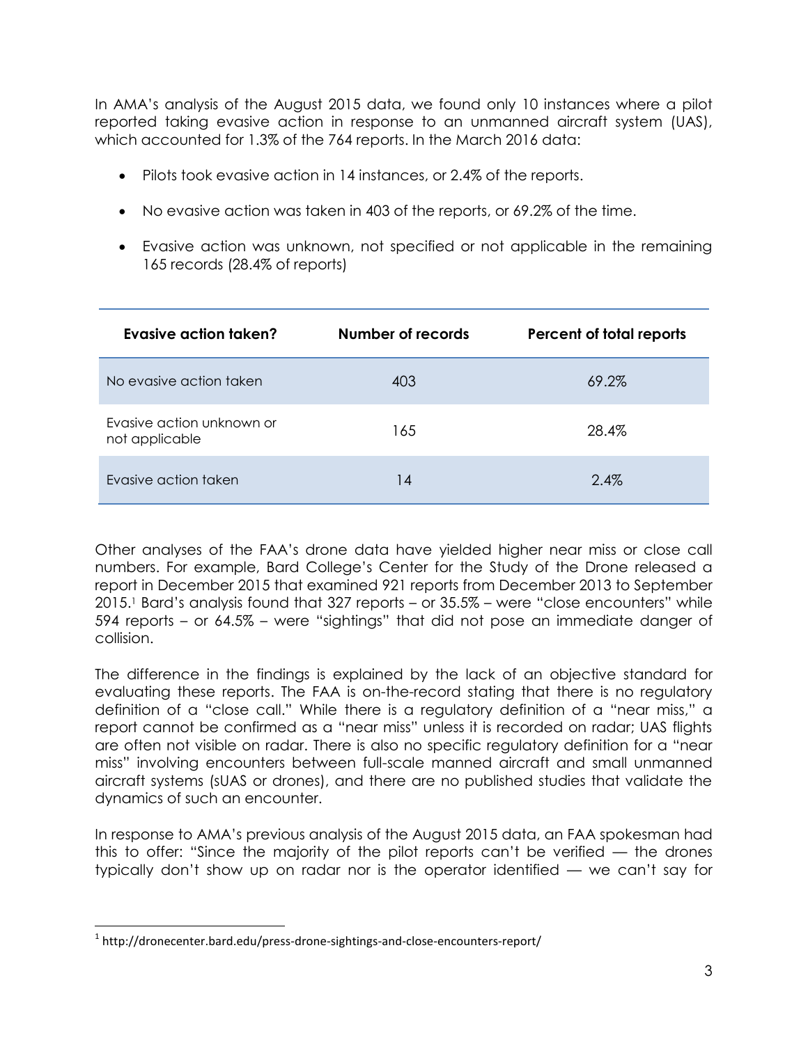In AMA's analysis of the August 2015 data, we found only 10 instances where a pilot reported taking evasive action in response to an unmanned aircraft system (UAS), which accounted for 1.3% of the 764 reports. In the March 2016 data:

- Pilots took evasive action in 14 instances, or 2.4% of the reports.
- No evasive action was taken in 403 of the reports, or 69.2% of the time.
- Evasive action was unknown, not specified or not applicable in the remaining 165 records (28.4% of reports)

| Evasive action taken? | Number of records | Percent of total reports |
|---|---|---|
| No evasive action taken | 403 | 69.2% |
| Evasive action unknown or not applicable | 165 | 28.4% |
| Evasive action taken | 14 | 2.4% |

Other analyses of the FAA's drone data have yielded higher near miss or close call numbers. For example, Bard College's Center for the Study of the Drone released a report in December 2015 that examined 921 reports from December 2013 to September 2015.[1] Bard's analysis found that 327 reports – or 35.5% – were "close encounters" while 594 reports – or 64.5% – were "sightings" that did not pose an immediate danger of collision.

The difference in the findings is explained by the lack of an objective standard for evaluating these reports. The FAA is on-the-record stating that there is no regulatory definition of a "close call." While there is a regulatory definition of a "near miss," a report cannot be confirmed as a "near miss" unless it is recorded on radar; UAS flights are often not visible on radar. There is also no specific regulatory definition for a "near miss" involving encounters between full-scale manned aircraft and small unmanned aircraft systems (sUAS or drones), and there are no published studies that validate the dynamics of such an encounter.

In response to AMA's previous analysis of the August 2015 data, an FAA spokesman had this to offer: "Since the majority of the pilot reports can't be verified — the drones typically don't show up on radar nor is the operator identified — we can't say for

[1] http://dronecenter.bard.edu/press-drone-sightings-and-close-encounters-report/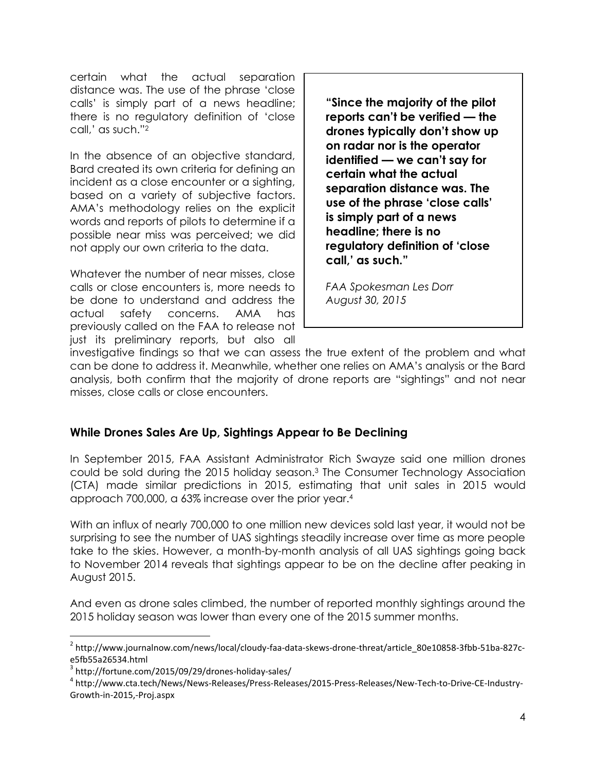certain what the actual separation distance was. The use of the phrase 'close calls' is simply part of a news headline; there is no regulatory definition of 'close call,' as such."[2]

> **"Since the majority of the pilot reports can't be verified — the drones typically don't show up on radar nor is the operator identified — we can't say for certain what the actual separation distance was. The use of the phrase 'close calls' is simply part of a news headline; there is no regulatory definition of 'close call,' as such."**
>
> *FAA Spokesman Les Dorr*
> *August 30, 2015*

In the absence of an objective standard, Bard created its own criteria for defining an incident as a close encounter or a sighting, based on a variety of subjective factors. AMA's methodology relies on the explicit words and reports of pilots to determine if a possible near miss was perceived; we did not apply our own criteria to the data.

Whatever the number of near misses, close calls or close encounters is, more needs to be done to understand and address the actual safety concerns. AMA has previously called on the FAA to release not just its preliminary reports, but also all investigative findings so that we can assess the true extent of the problem and what can be done to address it. Meanwhile, whether one relies on AMA's analysis or the Bard analysis, both confirm that the majority of drone reports are "sightings" and not near misses, close calls or close encounters.

## While Drones Sales Are Up, Sightings Appear to Be Declining

In September 2015, FAA Assistant Administrator Rich Swayze said one million drones could be sold during the 2015 holiday season.[3] The Consumer Technology Association (CTA) made similar predictions in 2015, estimating that unit sales in 2015 would approach 700,000, a 63% increase over the prior year.[4]

With an influx of nearly 700,000 to one million new devices sold last year, it would not be surprising to see the number of UAS sightings steadily increase over time as more people take to the skies. However, a month-by-month analysis of all UAS sightings going back to November 2014 reveals that sightings appear to be on the decline after peaking in August 2015.

And even as drone sales climbed, the number of reported monthly sightings around the 2015 holiday season was lower than every one of the 2015 summer months.

---

[2] http://www.journalnow.com/news/local/cloudy-faa-data-skews-drone-threat/article_80e10858-3fbb-51ba-827c-e5fb55a26534.html

[3] http://fortune.com/2015/09/29/drones-holiday-sales/

[4] http://www.cta.tech/News/News-Releases/Press-Releases/2015-Press-Releases/New-Tech-to-Drive-CE-Industry-Growth-in-2015,-Proj.aspx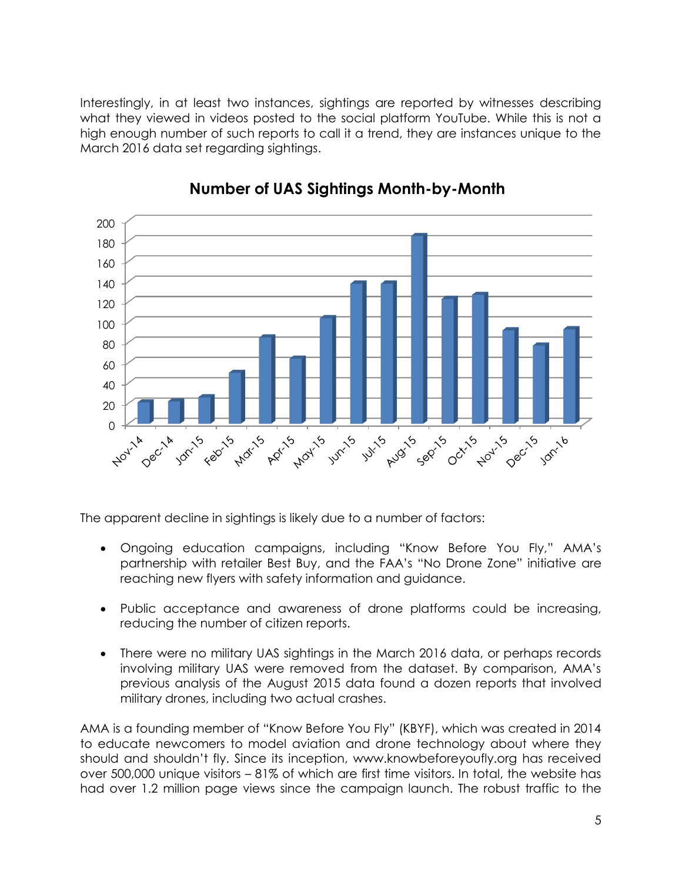Interestingly, in at least two instances, sightings are reported by witnesses describing what they viewed in videos posted to the social platform YouTube. While this is not a high enough number of such reports to call it a trend, they are instances unique to the March 2016 data set regarding sightings.

**Number of UAS Sightings Month-by-Month**

The apparent decline in sightings is likely due to a number of factors:

- Ongoing education campaigns, including "Know Before You Fly," AMA's partnership with retailer Best Buy, and the FAA's "No Drone Zone" initiative are reaching new flyers with safety information and guidance.
- Public acceptance and awareness of drone platforms could be increasing, reducing the number of citizen reports.
- There were no military UAS sightings in the March 2016 data, or perhaps records involving military UAS were removed from the dataset. By comparison, AMA's previous analysis of the August 2015 data found a dozen reports that involved military drones, including two actual crashes.

AMA is a founding member of "Know Before You Fly" (KBYF), which was created in 2014 to educate newcomers to model aviation and drone technology about where they should and shouldn't fly. Since its inception, www.knowbeforeyoufly.org has received over 500,000 unique visitors – 81% of which are first time visitors. In total, the website has had over 1.2 million page views since the campaign launch. The robust traffic to the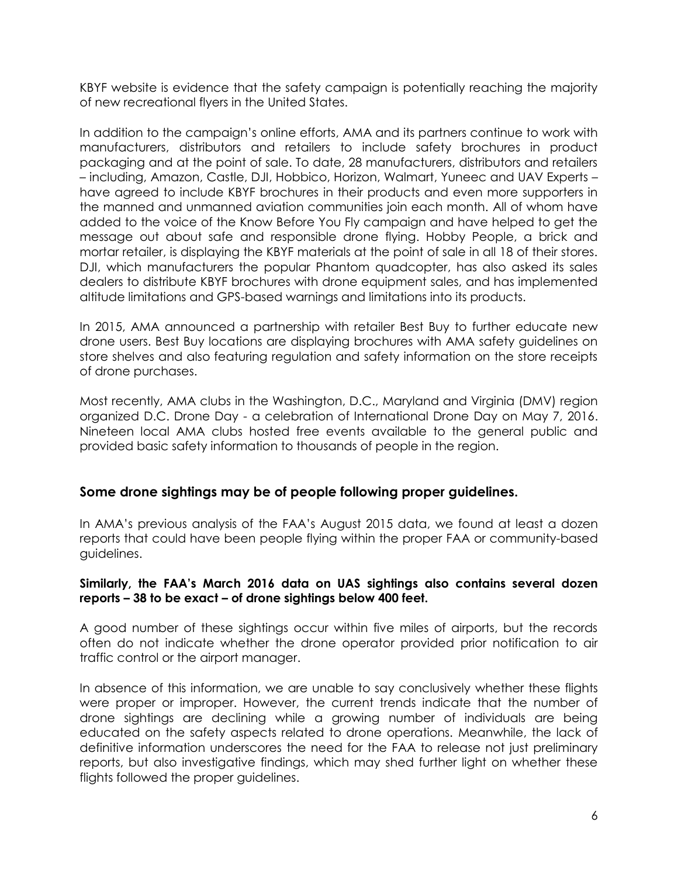KBYF website is evidence that the safety campaign is potentially reaching the majority of new recreational flyers in the United States.

In addition to the campaign's online efforts, AMA and its partners continue to work with manufacturers, distributors and retailers to include safety brochures in product packaging and at the point of sale. To date, 28 manufacturers, distributors and retailers – including, Amazon, Castle, DJI, Hobbico, Horizon, Walmart, Yuneec and UAV Experts – have agreed to include KBYF brochures in their products and even more supporters in the manned and unmanned aviation communities join each month. All of whom have added to the voice of the Know Before You Fly campaign and have helped to get the message out about safe and responsible drone flying. Hobby People, a brick and mortar retailer, is displaying the KBYF materials at the point of sale in all 18 of their stores. DJI, which manufacturers the popular Phantom quadcopter, has also asked its sales dealers to distribute KBYF brochures with drone equipment sales, and has implemented altitude limitations and GPS-based warnings and limitations into its products.

In 2015, AMA announced a partnership with retailer Best Buy to further educate new drone users. Best Buy locations are displaying brochures with AMA safety guidelines on store shelves and also featuring regulation and safety information on the store receipts of drone purchases.

Most recently, AMA clubs in the Washington, D.C., Maryland and Virginia (DMV) region organized D.C. Drone Day - a celebration of International Drone Day on May 7, 2016. Nineteen local AMA clubs hosted free events available to the general public and provided basic safety information to thousands of people in the region.

## Some drone sightings may be of people following proper guidelines.

In AMA's previous analysis of the FAA's August 2015 data, we found at least a dozen reports that could have been people flying within the proper FAA or community-based guidelines.

**Similarly, the FAA's March 2016 data on UAS sightings also contains several dozen reports – 38 to be exact – of drone sightings below 400 feet.**

A good number of these sightings occur within five miles of airports, but the records often do not indicate whether the drone operator provided prior notification to air traffic control or the airport manager.

In absence of this information, we are unable to say conclusively whether these flights were proper or improper. However, the current trends indicate that the number of drone sightings are declining while a growing number of individuals are being educated on the safety aspects related to drone operations. Meanwhile, the lack of definitive information underscores the need for the FAA to release not just preliminary reports, but also investigative findings, which may shed further light on whether these flights followed the proper guidelines.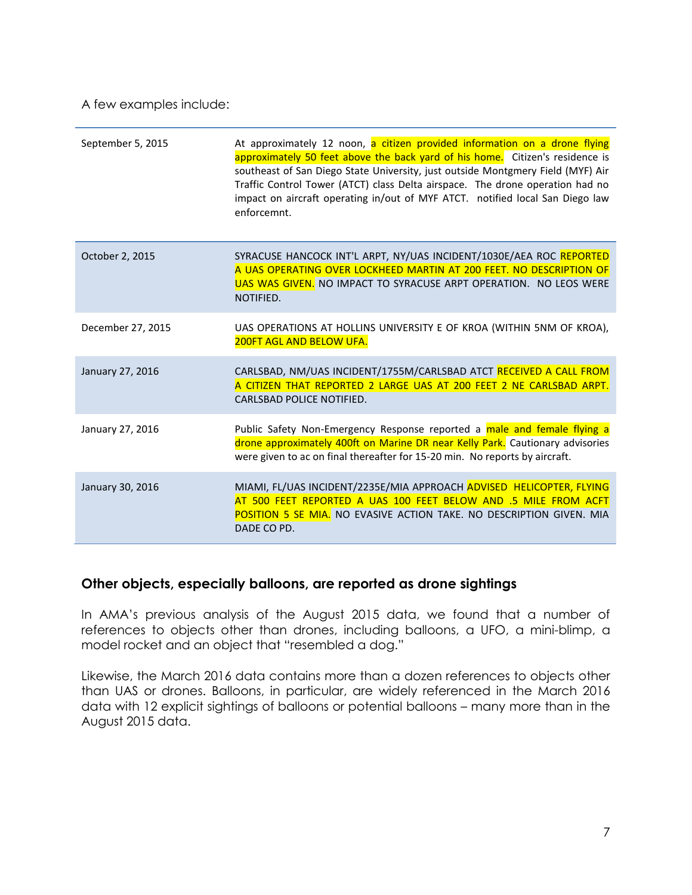A few examples include:

| | |
|---|---|
| September 5, 2015 | At approximately 12 noon, a citizen provided information on a drone flying approximately 50 feet above the back yard of his home. Citizen's residence is southeast of San Diego State University, just outside Montgmery Field (MYF) Air Traffic Control Tower (ATCT) class Delta airspace. The drone operation had no impact on aircraft operating in/out of MYF ATCT. notified local San Diego law enforcemnt. |
| October 2, 2015 | SYRACUSE HANCOCK INT'L ARPT, NY/UAS INCIDENT/1030E/AEA ROC REPORTED A UAS OPERATING OVER LOCKHEED MARTIN AT 200 FEET. NO DESCRIPTION OF UAS WAS GIVEN. NO IMPACT TO SYRACUSE ARPT OPERATION. NO LEOS WERE NOTIFIED. |
| December 27, 2015 | UAS OPERATIONS AT HOLLINS UNIVERSITY E OF KROA (WITHIN 5NM OF KROA), 200FT AGL AND BELOW UFA. |
| January 27, 2016 | CARLSBAD, NM/UAS INCIDENT/1755M/CARLSBAD ATCT RECEIVED A CALL FROM A CITIZEN THAT REPORTED 2 LARGE UAS AT 200 FEET 2 NE CARLSBAD ARPT. CARLSBAD POLICE NOTIFIED. |
| January 27, 2016 | Public Safety Non-Emergency Response reported a male and female flying a drone approximately 400ft on Marine DR near Kelly Park. Cautionary advisories were given to ac on final thereafter for 15-20 min. No reports by aircraft. |
| January 30, 2016 | MIAMI, FL/UAS INCIDENT/2235E/MIA APPROACH ADVISED HELICOPTER, FLYING AT 500 FEET REPORTED A UAS 100 FEET BELOW AND .5 MILE FROM ACFT POSITION 5 SE MIA. NO EVASIVE ACTION TAKE. NO DESCRIPTION GIVEN. MIA DADE CO PD. |

### Other objects, especially balloons, are reported as drone sightings

In AMA's previous analysis of the August 2015 data, we found that a number of references to objects other than drones, including balloons, a UFO, a mini-blimp, a model rocket and an object that "resembled a dog."

Likewise, the March 2016 data contains more than a dozen references to objects other than UAS or drones. Balloons, in particular, are widely referenced in the March 2016 data with 12 explicit sightings of balloons or potential balloons – many more than in the August 2015 data.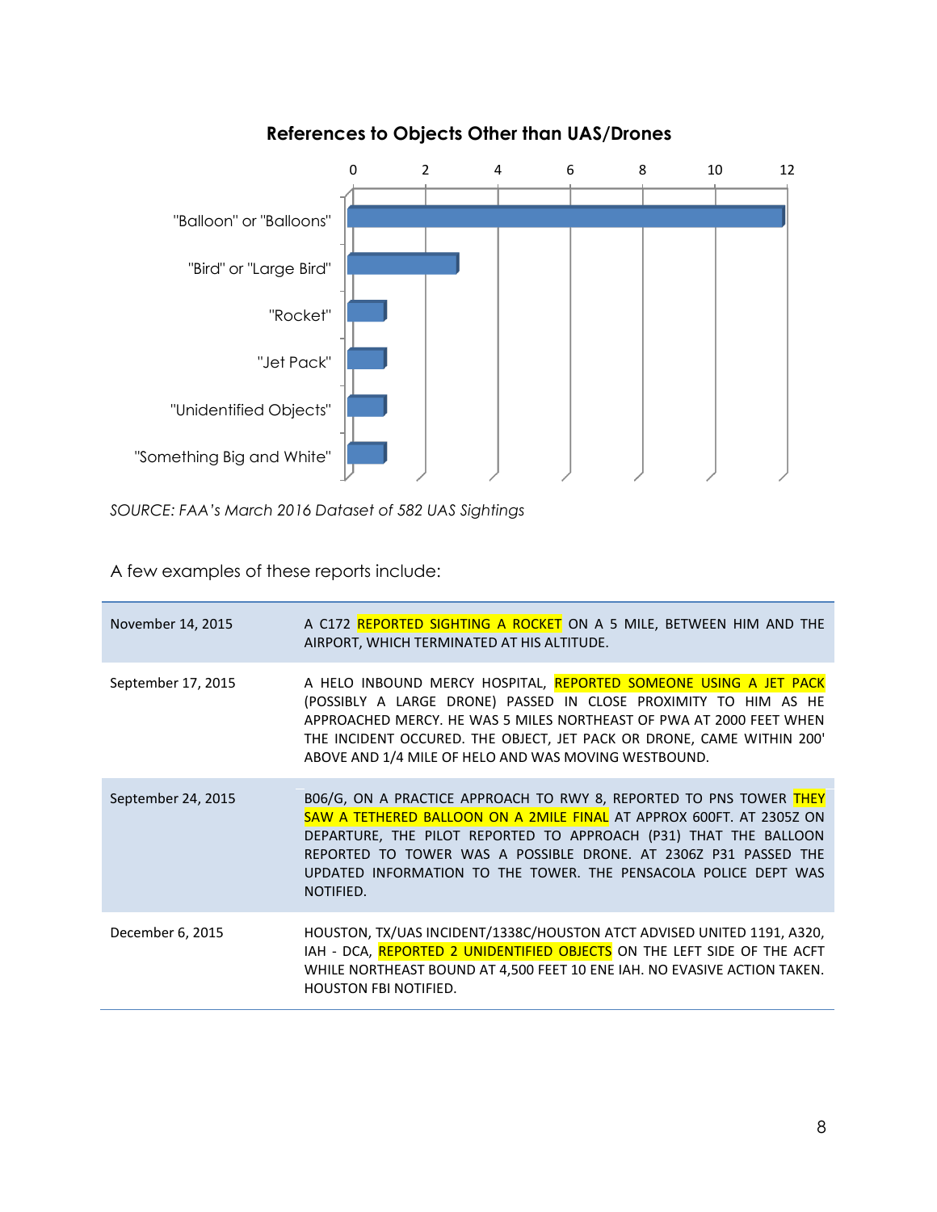**References to Objects Other than UAS/Drones**

| Reference | Count |
|---|---|
| "Balloon" or "Balloons" | 12 |
| "Bird" or "Large Bird" | 3 |
| "Rocket" | 1 |
| "Jet Pack" | 1 |
| "Unidentified Objects" | 1 |
| "Something Big and White" | 1 |

*SOURCE: FAA's March 2016 Dataset of 582 UAS Sightings*

A few examples of these reports include:

| | |
|---|---|
| November 14, 2015 | A C172 REPORTED SIGHTING A ROCKET ON A 5 MILE, BETWEEN HIM AND THE AIRPORT, WHICH TERMINATED AT HIS ALTITUDE. |
| September 17, 2015 | A HELO INBOUND MERCY HOSPITAL, REPORTED SOMEONE USING A JET PACK (POSSIBLY A LARGE DRONE) PASSED IN CLOSE PROXIMITY TO HIM AS HE APPROACHED MERCY. HE WAS 5 MILES NORTHEAST OF PWA AT 2000 FEET WHEN THE INCIDENT OCCURED. THE OBJECT, JET PACK OR DRONE, CAME WITHIN 200' ABOVE AND 1/4 MILE OF HELO AND WAS MOVING WESTBOUND. |
| September 24, 2015 | B06/G, ON A PRACTICE APPROACH TO RWY 8, REPORTED TO PNS TOWER THEY SAW A TETHERED BALLOON ON A 2MILE FINAL AT APPROX 600FT. AT 2305Z ON DEPARTURE, THE PILOT REPORTED TO APPROACH (P31) THAT THE BALLOON REPORTED TO TOWER WAS A POSSIBLE DRONE. AT 2306Z P31 PASSED THE UPDATED INFORMATION TO THE TOWER. THE PENSACOLA POLICE DEPT WAS NOTIFIED. |
| December 6, 2015 | HOUSTON, TX/UAS INCIDENT/1338C/HOUSTON ATCT ADVISED UNITED 1191, A320, IAH - DCA, REPORTED 2 UNIDENTIFIED OBJECTS ON THE LEFT SIDE OF THE ACFT WHILE NORTHEAST BOUND AT 4,500 FEET 10 ENE IAH. NO EVASIVE ACTION TAKEN. HOUSTON FBI NOTIFIED. |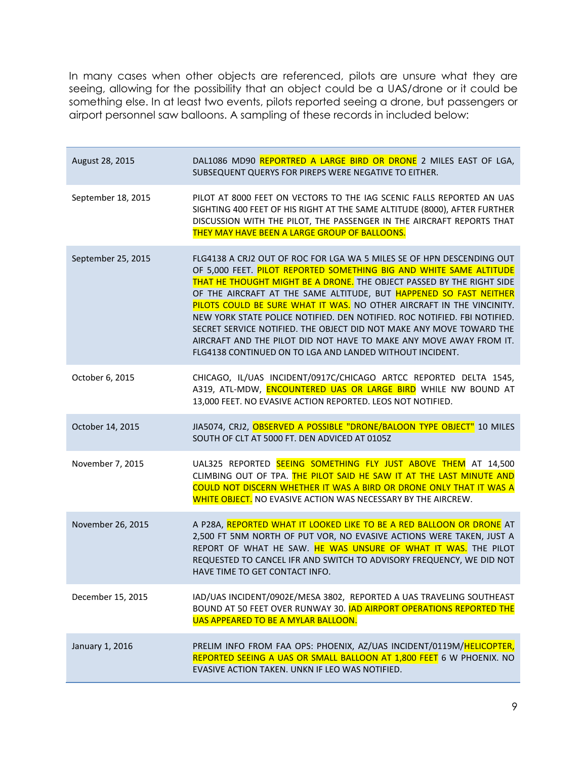In many cases when other objects are referenced, pilots are unsure what they are seeing, allowing for the possibility that an object could be a UAS/drone or it could be something else. In at least two events, pilots reported seeing a drone, but passengers or airport personnel saw balloons. A sampling of these records in included below:

| | |
|---|---|
| August 28, 2015 | DAL1086 MD90 REPORTRED A LARGE BIRD OR DRONE 2 MILES EAST OF LGA, SUBSEQUENT QUERYS FOR PIREPS WERE NEGATIVE TO EITHER. |
| September 18, 2015 | PILOT AT 8000 FEET ON VECTORS TO THE IAG SCENIC FALLS REPORTED AN UAS SIGHTING 400 FEET OF HIS RIGHT AT THE SAME ALTITUDE (8000), AFTER FURTHER DISCUSSION WITH THE PILOT, THE PASSENGER IN THE AIRCRAFT REPORTS THAT THEY MAY HAVE BEEN A LARGE GROUP OF BALLOONS. |
| September 25, 2015 | FLG4138 A CRJ2 OUT OF ROC FOR LGA WA 5 MILES SE OF HPN DESCENDING OUT OF 5,000 FEET. PILOT REPORTED SOMETHING BIG AND WHITE SAME ALTITUDE THAT HE THOUGHT MIGHT BE A DRONE. THE OBJECT PASSED BY THE RIGHT SIDE OF THE AIRCRAFT AT THE SAME ALTITUDE, BUT HAPPENED SO FAST NEITHER PILOTS COULD BE SURE WHAT IT WAS. NO OTHER AIRCRAFT IN THE VICINITY. NEW YORK STATE POLICE NOTIFIED. DEN NOTIFIED. ROC NOTIFIED. FBI NOTIFIED. SECRET SERVICE NOTIFIED. THE OBJECT DID NOT MAKE ANY MOVE TOWARD THE AIRCRAFT AND THE PILOT DID NOT HAVE TO MAKE ANY MOVE AWAY FROM IT. FLG4138 CONTINUED ON TO LGA AND LANDED WITHOUT INCIDENT. |
| October 6, 2015 | CHICAGO, IL/UAS INCIDENT/0917C/CHICAGO ARTCC REPORTED DELTA 1545, A319, ATL-MDW, ENCOUNTERED UAS OR LARGE BIRD WHILE NW BOUND AT 13,000 FEET. NO EVASIVE ACTION REPORTED. LEOS NOT NOTIFIED. |
| October 14, 2015 | JIA5074, CRJ2, OBSERVED A POSSIBLE "DRONE/BALOON TYPE OBJECT" 10 MILES SOUTH OF CLT AT 5000 FT. DEN ADVICED AT 0105Z |
| November 7, 2015 | UAL325 REPORTED SEEING SOMETHING FLY JUST ABOVE THEM AT 14,500 CLIMBING OUT OF TPA. THE PILOT SAID HE SAW IT AT THE LAST MINUTE AND COULD NOT DISCERN WHETHER IT WAS A BIRD OR DRONE ONLY THAT IT WAS A WHITE OBJECT. NO EVASIVE ACTION WAS NECESSARY BY THE AIRCREW. |
| November 26, 2015 | A P28A, REPORTED WHAT IT LOOKED LIKE TO BE A RED BALLOON OR DRONE AT 2,500 FT 5NM NORTH OF PUT VOR, NO EVASIVE ACTIONS WERE TAKEN, JUST A REPORT OF WHAT HE SAW. HE WAS UNSURE OF WHAT IT WAS. THE PILOT REQUESTED TO CANCEL IFR AND SWITCH TO ADVISORY FREQUENCY, WE DID NOT HAVE TIME TO GET CONTACT INFO. |
| December 15, 2015 | IAD/UAS INCIDENT/0902E/MESA 3802, REPORTED A UAS TRAVELING SOUTHEAST BOUND AT 50 FEET OVER RUNWAY 30. IAD AIRPORT OPERATIONS REPORTED THE UAS APPEARED TO BE A MYLAR BALLOON. |
| January 1, 2016 | PRELIM INFO FROM FAA OPS: PHOENIX, AZ/UAS INCIDENT/0119M/HELICOPTER, REPORTED SEEING A UAS OR SMALL BALLOON AT 1,800 FEET 6 W PHOENIX. NO EVASIVE ACTION TAKEN. UNKN IF LEO WAS NOTIFIED. |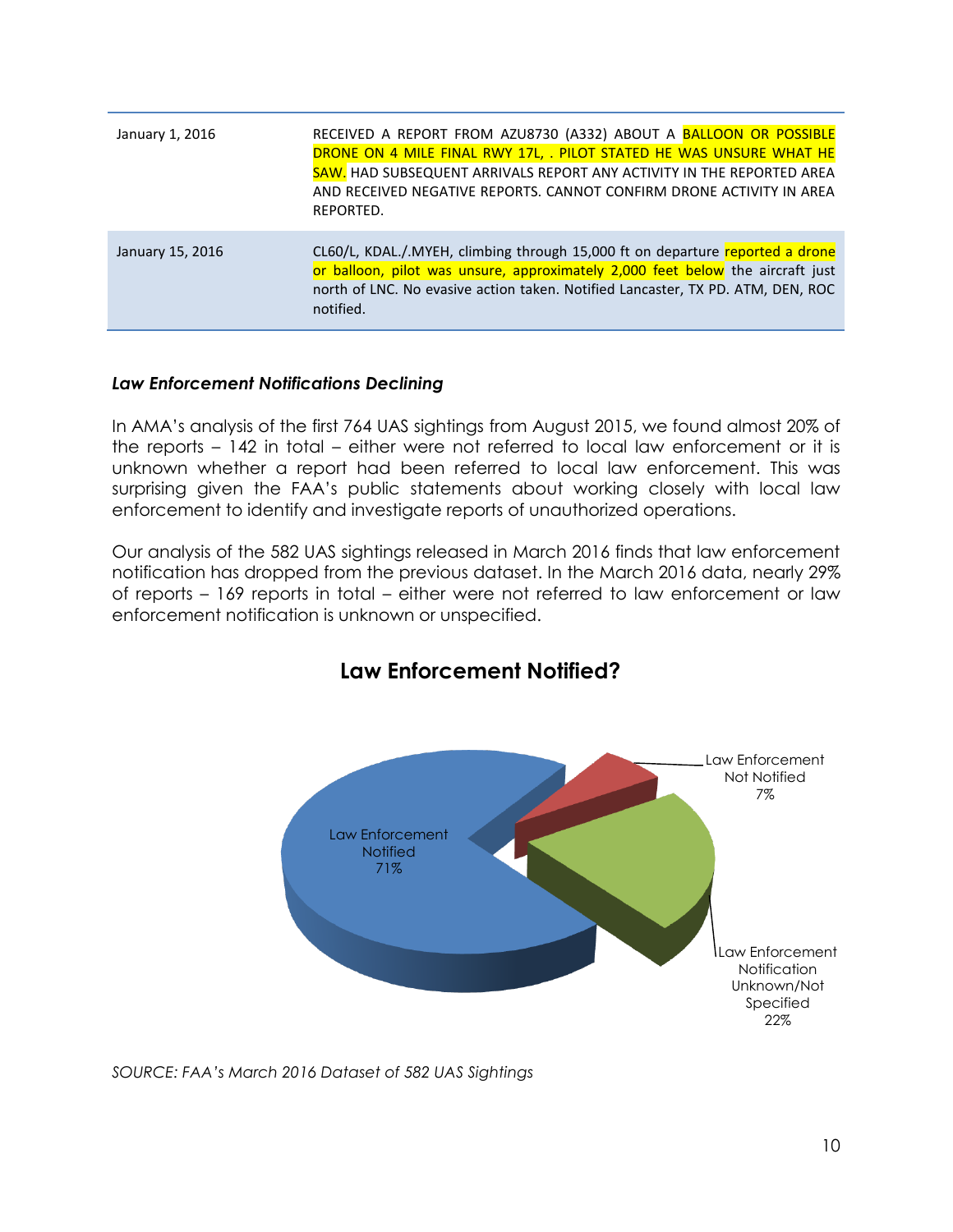| | |
|---|---|
| January 1, 2016 | RECEIVED A REPORT FROM AZU8730 (A332) ABOUT A BALLOON OR POSSIBLE DRONE ON 4 MILE FINAL RWY 17L, . PILOT STATED HE WAS UNSURE WHAT HE SAW. HAD SUBSEQUENT ARRIVALS REPORT ANY ACTIVITY IN THE REPORTED AREA AND RECEIVED NEGATIVE REPORTS. CANNOT CONFIRM DRONE ACTIVITY IN AREA REPORTED. |
| January 15, 2016 | CL60/L, KDAL./.MYEH, climbing through 15,000 ft on departure reported a drone or balloon, pilot was unsure, approximately 2,000 feet below the aircraft just north of LNC. No evasive action taken. Notified Lancaster, TX PD. ATM, DEN, ROC notified. |

### *Law Enforcement Notifications Declining*

In AMA's analysis of the first 764 UAS sightings from August 2015, we found almost 20% of the reports – 142 in total – either were not referred to local law enforcement or it is unknown whether a report had been referred to local law enforcement. This was surprising given the FAA's public statements about working closely with local law enforcement to identify and investigate reports of unauthorized operations.

Our analysis of the 582 UAS sightings released in March 2016 finds that law enforcement notification has dropped from the previous dataset. In the March 2016 data, nearly 29% of reports – 169 reports in total – either were not referred to law enforcement or law enforcement notification is unknown or unspecified.

**Law Enforcement Notified?**

| Category | Share |
|---|---|
| Law Enforcement Notified | 71% |
| Law Enforcement Not Notified | 7% |
| Law Enforcement Notification Unknown/Not Specified | 22% |

*SOURCE: FAA's March 2016 Dataset of 582 UAS Sightings*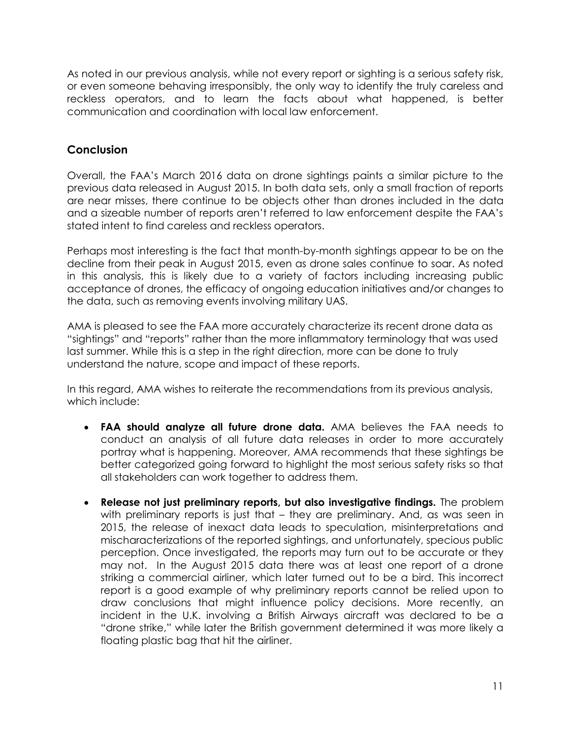As noted in our previous analysis, while not every report or sighting is a serious safety risk, or even someone behaving irresponsibly, the only way to identify the truly careless and reckless operators, and to learn the facts about what happened, is better communication and coordination with local law enforcement.

## Conclusion

Overall, the FAA's March 2016 data on drone sightings paints a similar picture to the previous data released in August 2015. In both data sets, only a small fraction of reports are near misses, there continue to be objects other than drones included in the data and a sizeable number of reports aren't referred to law enforcement despite the FAA's stated intent to find careless and reckless operators.

Perhaps most interesting is the fact that month-by-month sightings appear to be on the decline from their peak in August 2015, even as drone sales continue to soar. As noted in this analysis, this is likely due to a variety of factors including increasing public acceptance of drones, the efficacy of ongoing education initiatives and/or changes to the data, such as removing events involving military UAS.

AMA is pleased to see the FAA more accurately characterize its recent drone data as "sightings" and "reports" rather than the more inflammatory terminology that was used last summer. While this is a step in the right direction, more can be done to truly understand the nature, scope and impact of these reports.

In this regard, AMA wishes to reiterate the recommendations from its previous analysis, which include:

- **FAA should analyze all future drone data.** AMA believes the FAA needs to conduct an analysis of all future data releases in order to more accurately portray what is happening. Moreover, AMA recommends that these sightings be better categorized going forward to highlight the most serious safety risks so that all stakeholders can work together to address them.
- **Release not just preliminary reports, but also investigative findings.** The problem with preliminary reports is just that – they are preliminary. And, as was seen in 2015, the release of inexact data leads to speculation, misinterpretations and mischaracterizations of the reported sightings, and unfortunately, specious public perception. Once investigated, the reports may turn out to be accurate or they may not. In the August 2015 data there was at least one report of a drone striking a commercial airliner, which later turned out to be a bird. This incorrect report is a good example of why preliminary reports cannot be relied upon to draw conclusions that might influence policy decisions. More recently, an incident in the U.K. involving a British Airways aircraft was declared to be a "drone strike," while later the British government determined it was more likely a floating plastic bag that hit the airliner.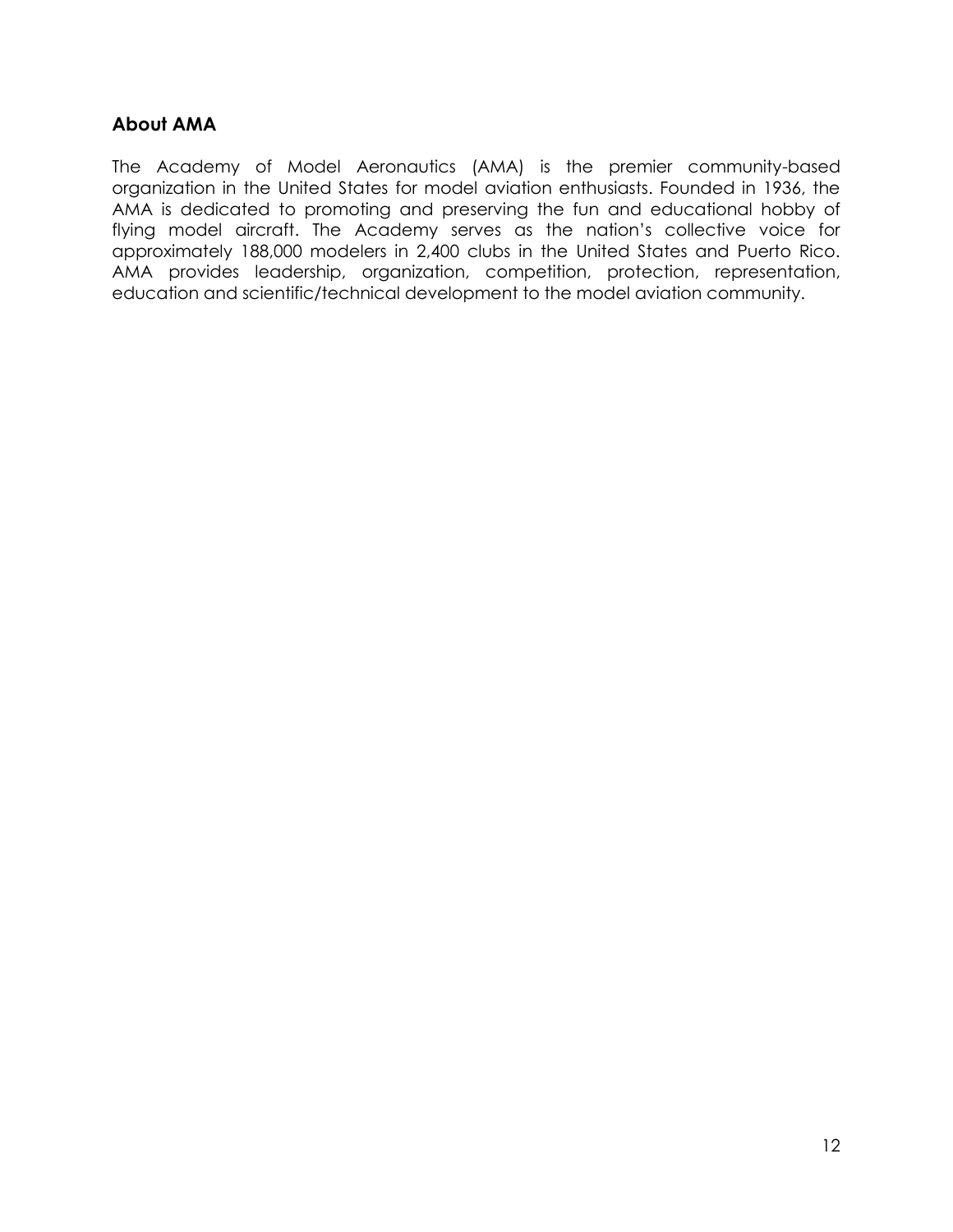## About AMA

The Academy of Model Aeronautics (AMA) is the premier community-based organization in the United States for model aviation enthusiasts. Founded in 1936, the AMA is dedicated to promoting and preserving the fun and educational hobby of flying model aircraft. The Academy serves as the nation's collective voice for approximately 188,000 modelers in 2,400 clubs in the United States and Puerto Rico. AMA provides leadership, organization, competition, protection, representation, education and scientific/technical development to the model aviation community.